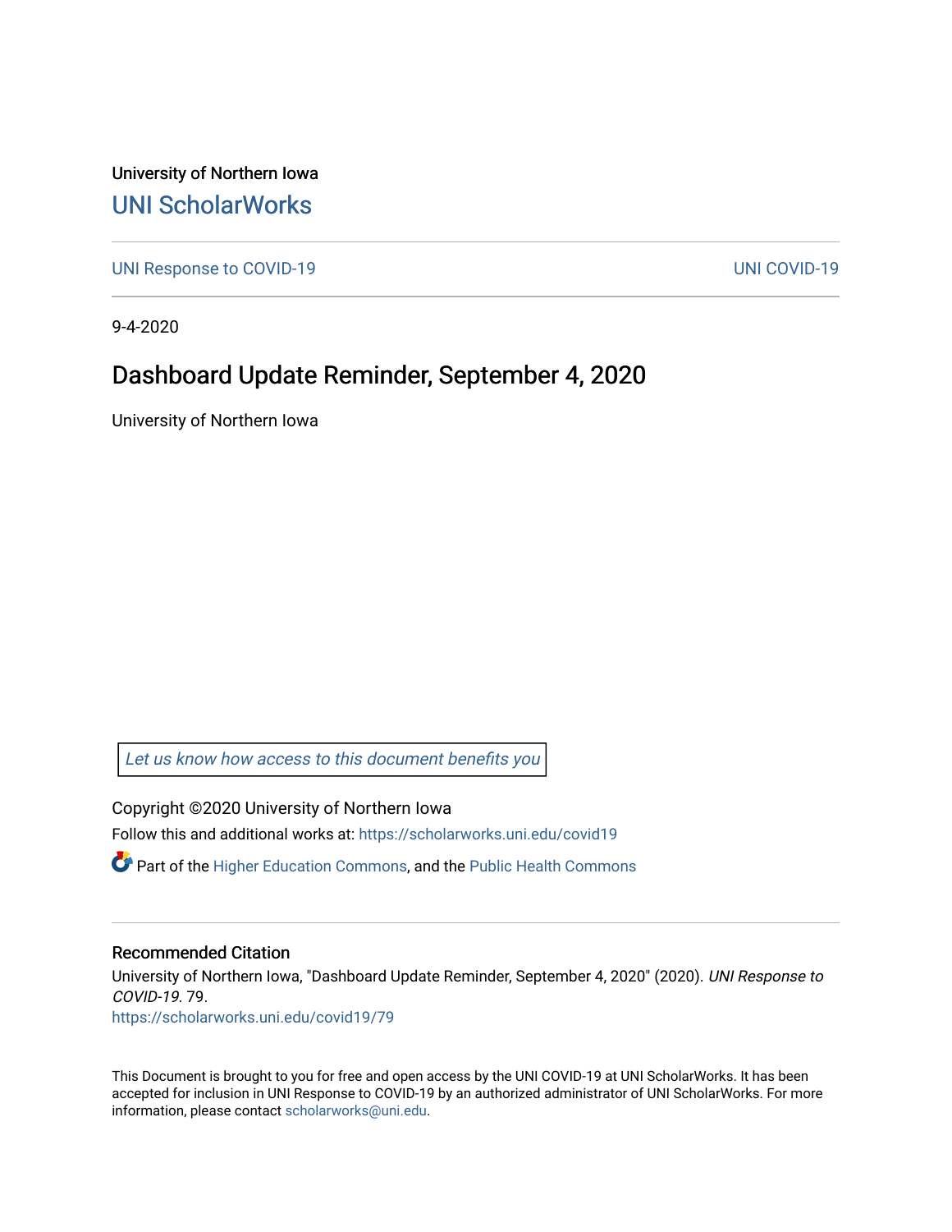University of Northern Iowa

UNI ScholarWorks

UNI Response to COVID-19

UNI COVID-19

9-4-2020

# Dashboard Update Reminder, September 4, 2020

University of Northern Iowa

*Let us know how access to this document benefits you*

Copyright ©2020 University of Northern Iowa

Follow this and additional works at: https://scholarworks.uni.edu/covid19

Part of the Higher Education Commons, and the Public Health Commons

## Recommended Citation

University of Northern Iowa, "Dashboard Update Reminder, September 4, 2020" (2020). *UNI Response to COVID-19*. 79.

https://scholarworks.uni.edu/covid19/79

This Document is brought to you for free and open access by the UNI COVID-19 at UNI ScholarWorks. It has been accepted for inclusion in UNI Response to COVID-19 by an authorized administrator of UNI ScholarWorks. For more information, please contact scholarworks@uni.edu.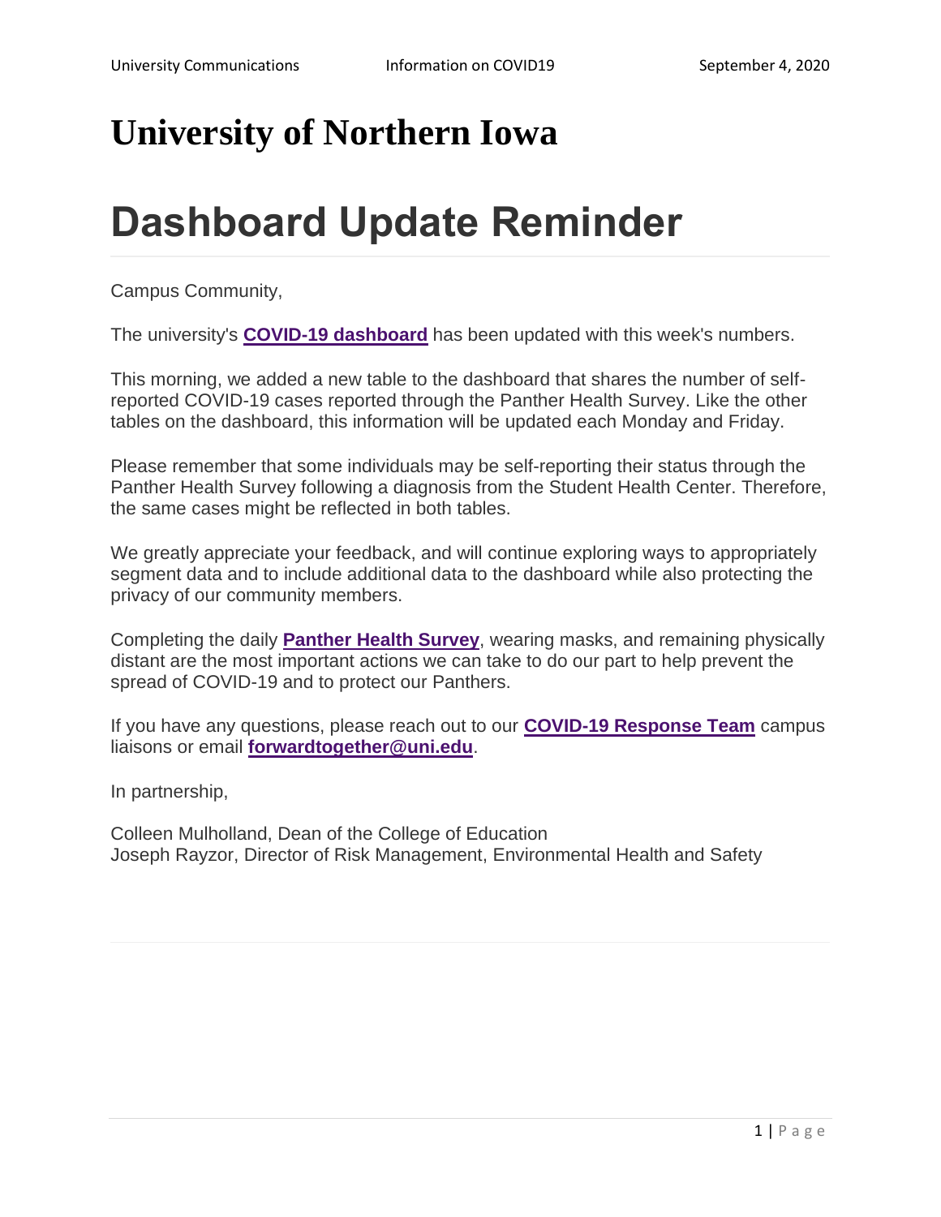# University of Northern Iowa

# Dashboard Update Reminder

Campus Community,

The university's **COVID-19 dashboard** has been updated with this week's numbers.

This morning, we added a new table to the dashboard that shares the number of self-reported COVID-19 cases reported through the Panther Health Survey. Like the other tables on the dashboard, this information will be updated each Monday and Friday.

Please remember that some individuals may be self-reporting their status through the Panther Health Survey following a diagnosis from the Student Health Center. Therefore, the same cases might be reflected in both tables.

We greatly appreciate your feedback, and will continue exploring ways to appropriately segment data and to include additional data to the dashboard while also protecting the privacy of our community members.

Completing the daily **Panther Health Survey**, wearing masks, and remaining physically distant are the most important actions we can take to do our part to help prevent the spread of COVID-19 and to protect our Panthers.

If you have any questions, please reach out to our **COVID-19 Response Team** campus liaisons or email **forwardtogether@uni.edu**.

In partnership,

Colleen Mulholland, Dean of the College of Education
Joseph Rayzor, Director of Risk Management, Environmental Health and Safety